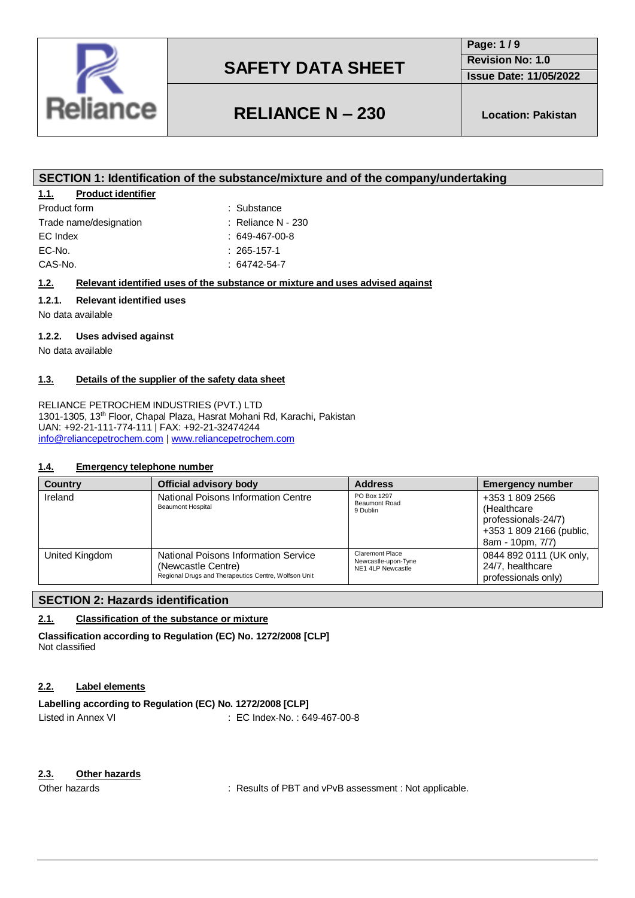| | SAFETY DATA SHEET | Page: 1 / 9 |
|---|---|---|
| | | Revision No: 1.0 |
| | | Issue Date: 11/05/2022 |
| Reliance | RELIANCE N – 230 | Location: Pakistan |

## SECTION 1: Identification of the substance/mixture and of the company/undertaking

### 1.1. Product identifier

Product form : Substance
Trade name/designation : Reliance N - 230
EC Index : 649-467-00-8
EC-No. : 265-157-1
CAS-No. : 64742-54-7

### 1.2. Relevant identified uses of the substance or mixture and uses advised against

#### 1.2.1. Relevant identified uses

No data available

#### 1.2.2. Uses advised against

No data available

### 1.3. Details of the supplier of the safety data sheet

RELIANCE PETROCHEM INDUSTRIES (PVT.) LTD
1301-1305, 13th Floor, Chapal Plaza, Hasrat Mohani Rd, Karachi, Pakistan
UAN: +92-21-111-774-111 | FAX: +92-21-32474244
info@reliancepetrochem.com | www.reliancepetrochem.com

### 1.4. Emergency telephone number

| Country | Official advisory body | Address | Emergency number |
|---|---|---|---|
| Ireland | National Poisons Information Centre<br>Beaumont Hospital | PO Box 1297<br>Beaumont Road<br>9 Dublin | +353 1 809 2566 (Healthcare professionals-24/7)<br>+353 1 809 2166 (public, 8am - 10pm, 7/7) |
| United Kingdom | National Poisons Information Service (Newcastle Centre)<br>Regional Drugs and Therapeutics Centre, Wolfson Unit | Claremont Place<br>Newcastle-upon-Tyne<br>NE1 4LP Newcastle | 0844 892 0111 (UK only, 24/7, healthcare professionals only) |

## SECTION 2: Hazards identification

### 2.1. Classification of the substance or mixture

**Classification according to Regulation (EC) No. 1272/2008 [CLP]**
Not classified

### 2.2. Label elements

**Labelling according to Regulation (EC) No. 1272/2008 [CLP]**
Listed in Annex VI : EC Index-No. : 649-467-00-8

### 2.3. Other hazards

Other hazards : Results of PBT and vPvB assessment : Not applicable.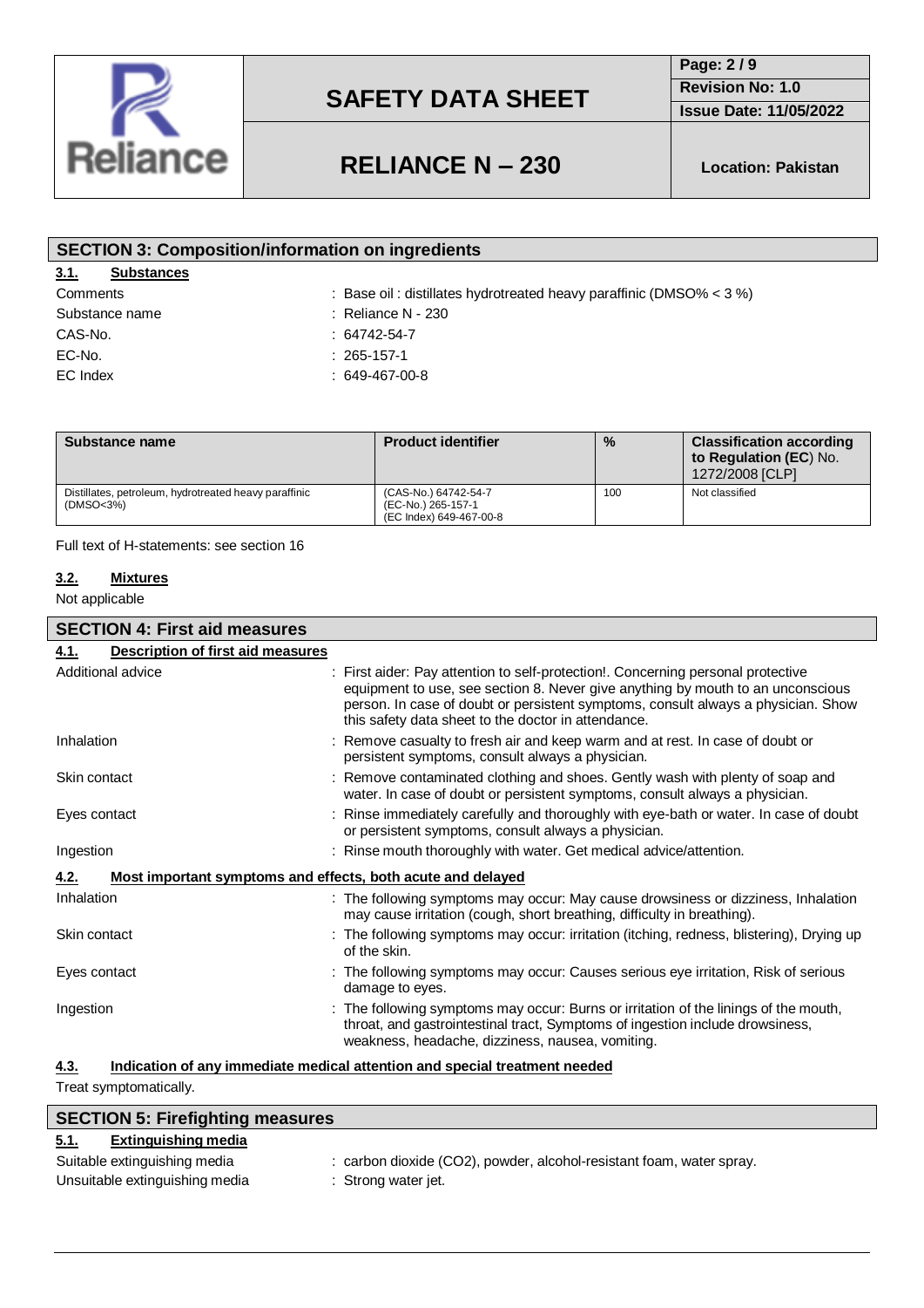## SECTION 3: Composition/information on ingredients

### 3.1. Substances

Comments : Base oil : distillates hydrotreated heavy paraffinic (DMSO% < 3 %)
Substance name : Reliance N - 230
CAS-No. : 64742-54-7
EC-No. : 265-157-1
EC Index : 649-467-00-8

| Substance name | Product identifier | % | Classification according to Regulation (EC) No. 1272/2008 [CLP] |
|---|---|---|---|
| Distillates, petroleum, hydrotreated heavy paraffinic (DMSO<3%) | (CAS-No.) 64742-54-7<br>(EC-No.) 265-157-1<br>(EC Index) 649-467-00-8 | 100 | Not classified |

Full text of H-statements: see section 16

### 3.2. Mixtures

Not applicable

## SECTION 4: First aid measures

### 4.1. Description of first aid measures

Additional advice : First aider: Pay attention to self-protection!. Concerning personal protective equipment to use, see section 8. Never give anything by mouth to an unconscious person. In case of doubt or persistent symptoms, consult always a physician. Show this safety data sheet to the doctor in attendance.

Inhalation : Remove casualty to fresh air and keep warm and at rest. In case of doubt or persistent symptoms, consult always a physician.

Skin contact : Remove contaminated clothing and shoes. Gently wash with plenty of soap and water. In case of doubt or persistent symptoms, consult always a physician.

Eyes contact : Rinse immediately carefully and thoroughly with eye-bath or water. In case of doubt or persistent symptoms, consult always a physician.

Ingestion : Rinse mouth thoroughly with water. Get medical advice/attention.

### 4.2. Most important symptoms and effects, both acute and delayed

Inhalation : The following symptoms may occur: May cause drowsiness or dizziness, Inhalation may cause irritation (cough, short breathing, difficulty in breathing).

Skin contact : The following symptoms may occur: irritation (itching, redness, blistering), Drying up of the skin.

Eyes contact : The following symptoms may occur: Causes serious eye irritation, Risk of serious damage to eyes.

Ingestion : The following symptoms may occur: Burns or irritation of the linings of the mouth, throat, and gastrointestinal tract, Symptoms of ingestion include drowsiness, weakness, headache, dizziness, nausea, vomiting.

### 4.3. Indication of any immediate medical attention and special treatment needed

Treat symptomatically.

## SECTION 5: Firefighting measures

### 5.1. Extinguishing media

Suitable extinguishing media : carbon dioxide ($CO_2$), powder, alcohol-resistant foam, water spray.
Unsuitable extinguishing media : Strong water jet.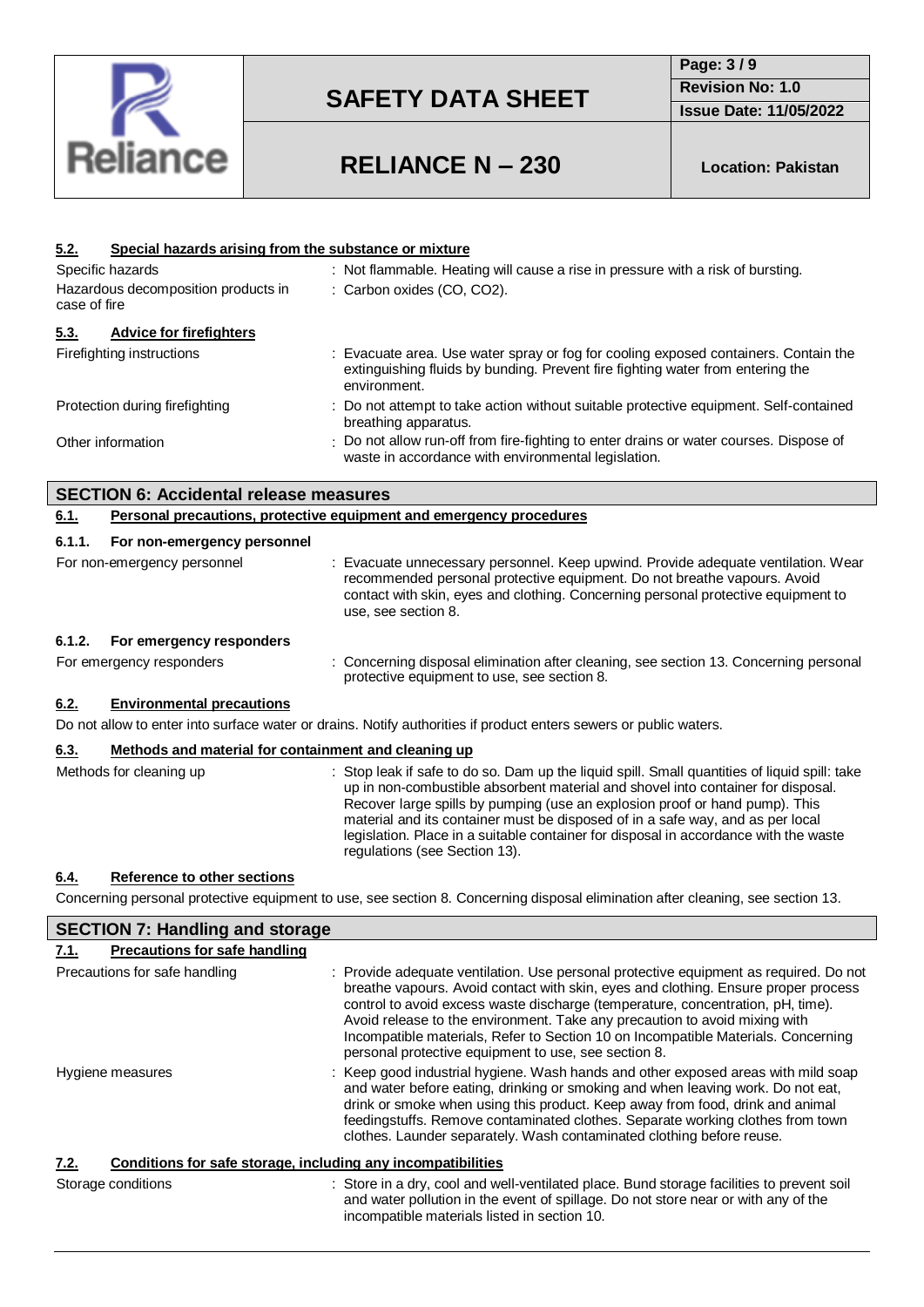### 5.2. Special hazards arising from the substance or mixture

Specific hazards : Not flammable. Heating will cause a rise in pressure with a risk of bursting.

Hazardous decomposition products in case of fire : Carbon oxides (CO, $CO_2$).

### 5.3. Advice for firefighters

Firefighting instructions : Evacuate area. Use water spray or fog for cooling exposed containers. Contain the extinguishing fluids by bunding. Prevent fire fighting water from entering the environment.

Protection during firefighting : Do not attempt to take action without suitable protective equipment. Self-contained breathing apparatus.

Other information : Do not allow run-off from fire-fighting to enter drains or water courses. Dispose of waste in accordance with environmental legislation.

## SECTION 6: Accidental release measures

### 6.1. Personal precautions, protective equipment and emergency procedures

#### 6.1.1. For non-emergency personnel

For non-emergency personnel : Evacuate unnecessary personnel. Keep upwind. Provide adequate ventilation. Wear recommended personal protective equipment. Do not breathe vapours. Avoid contact with skin, eyes and clothing. Concerning personal protective equipment to use, see section 8.

#### 6.1.2. For emergency responders

For emergency responders : Concerning disposal elimination after cleaning, see section 13. Concerning personal protective equipment to use, see section 8.

### 6.2. Environmental precautions

Do not allow to enter into surface water or drains. Notify authorities if product enters sewers or public waters.

### 6.3. Methods and material for containment and cleaning up

Methods for cleaning up : Stop leak if safe to do so. Dam up the liquid spill. Small quantities of liquid spill: take up in non-combustible absorbent material and shovel into container for disposal. Recover large spills by pumping (use an explosion proof or hand pump). This material and its container must be disposed of in a safe way, and as per local legislation. Place in a suitable container for disposal in accordance with the waste regulations (see Section 13).

### 6.4. Reference to other sections

Concerning personal protective equipment to use, see section 8. Concerning disposal elimination after cleaning, see section 13.

## SECTION 7: Handling and storage

### 7.1. Precautions for safe handling

Precautions for safe handling : Provide adequate ventilation. Use personal protective equipment as required. Do not breathe vapours. Avoid contact with skin, eyes and clothing. Ensure proper process control to avoid excess waste discharge (temperature, concentration, pH, time). Avoid release to the environment. Take any precaution to avoid mixing with Incompatible materials, Refer to Section 10 on Incompatible Materials. Concerning personal protective equipment to use, see section 8.

Hygiene measures : Keep good industrial hygiene. Wash hands and other exposed areas with mild soap and water before eating, drinking or smoking and when leaving work. Do not eat, drink or smoke when using this product. Keep away from food, drink and animal feedingstuffs. Remove contaminated clothes. Separate working clothes from town clothes. Launder separately. Wash contaminated clothing before reuse.

### 7.2. Conditions for safe storage, including any incompatibilities

Storage conditions : Store in a dry, cool and well-ventilated place. Bund storage facilities to prevent soil and water pollution in the event of spillage. Do not store near or with any of the incompatible materials listed in section 10.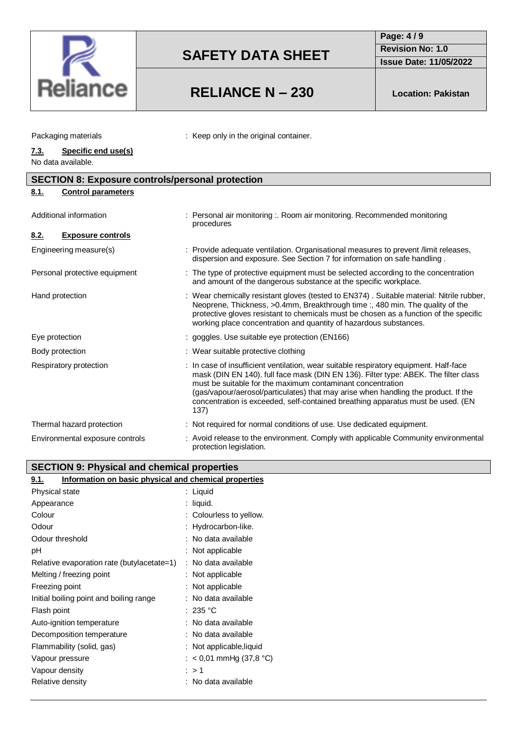Packaging materials : Keep only in the original container.

### 7.3. Specific end use(s)

No data available.

## SECTION 8: Exposure controls/personal protection

### 8.1. Control parameters

| | |
|---|---|
| Additional information | : Personal air monitoring :. Room air monitoring. Recommended monitoring procedures |

### 8.2. Exposure controls

| | |
|---|---|
| Engineering measure(s) | : Provide adequate ventilation. Organisational measures to prevent /limit releases, dispersion and exposure. See Section 7 for information on safe handling . |
| Personal protective equipment | : The type of protective equipment must be selected according to the concentration and amount of the dangerous substance at the specific workplace. |
| Hand protection | : Wear chemically resistant gloves (tested to EN374) . Suitable material: Nitrile rubber, Neoprene, Thickness, >0.4mm, Breakthrough time :, 480 min. The quality of the protective gloves resistant to chemicals must be chosen as a function of the specific working place concentration and quantity of hazardous substances. |
| Eye protection | : goggles. Use suitable eye protection (EN166) |
| Body protection | : Wear suitable protective clothing |
| Respiratory protection | : In case of insufficient ventilation, wear suitable respiratory equipment. Half-face mask (DIN EN 140). full face mask (DIN EN 136). Filter type: ABEK. The filter class must be suitable for the maximum contaminant concentration (gas/vapour/aerosol/particulates) that may arise when handling the product. If the concentration is exceeded, self-contained breathing apparatus must be used. (EN 137) |
| Thermal hazard protection | : Not required for normal conditions of use. Use dedicated equipment. |
| Environmental exposure controls | : Avoid release to the environment. Comply with applicable Community environmental protection legislation. |

## SECTION 9: Physical and chemical properties

### 9.1. Information on basic physical and chemical properties

| | |
|---|---|
| Physical state | : Liquid |
| Appearance | : liquid. |
| Colour | : Colourless to yellow. |
| Odour | : Hydrocarbon-like. |
| Odour threshold | : No data available |
| pH | : Not applicable |
| Relative evaporation rate (butylacetate=1) | : No data available |
| Melting / freezing point | : Not applicable |
| Freezing point | : Not applicable |
| Initial boiling point and boiling range | : No data available |
| Flash point | : 235 °C |
| Auto-ignition temperature | : No data available |
| Decomposition temperature | : No data available |
| Flammability (solid, gas) | : Not applicable,liquid |
| Vapour pressure | : < 0,01 mmHg (37,8 °C) |
| Vapour density | : > 1 |
| Relative density | : No data available |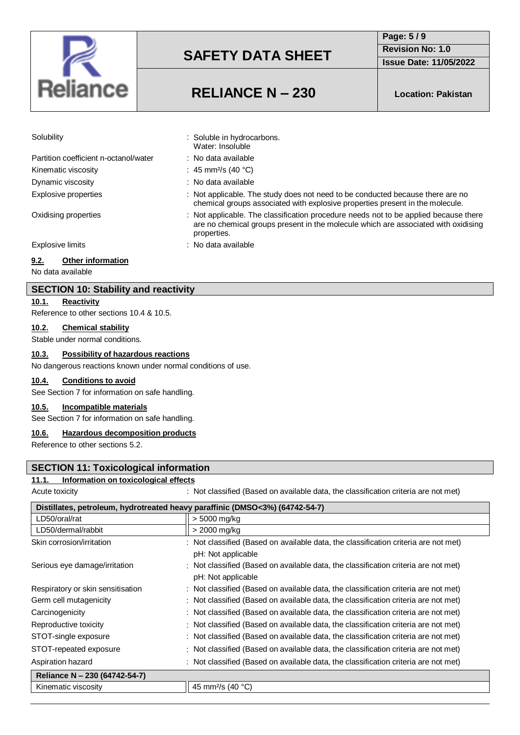| | |
|---|---|
| Solubility | : Soluble in hydrocarbons. Water: Insoluble |
| Partition coefficient n-octanol/water | : No data available |
| Kinematic viscosity | : 45 mm²/s (40 °C) |
| Dynamic viscosity | : No data available |
| Explosive properties | : Not applicable. The study does not need to be conducted because there are no chemical groups associated with explosive properties present in the molecule. |
| Oxidising properties | : Not applicable. The classification procedure needs not to be applied because there are no chemical groups present in the molecule which are associated with oxidising properties. |
| Explosive limits | : No data available |

### 9.2. Other information

No data available

## SECTION 10: Stability and reactivity

### 10.1. Reactivity

Reference to other sections 10.4 & 10.5.

### 10.2. Chemical stability

Stable under normal conditions.

### 10.3. Possibility of hazardous reactions

No dangerous reactions known under normal conditions of use.

### 10.4. Conditions to avoid

See Section 7 for information on safe handling.

### 10.5. Incompatible materials

See Section 7 for information on safe handling.

### 10.6. Hazardous decomposition products

Reference to other sections 5.2.

## SECTION 11: Toxicological information

### 11.1. Information on toxicological effects

Acute toxicity : Not classified (Based on available data, the classification criteria are not met)

| Distillates, petroleum, hydrotreated heavy paraffinic (DMSO<3%) (64742-54-7) | |
|---|---|
| LD50/oral/rat | > 5000 mg/kg |
| LD50/dermal/rabbit | > 2000 mg/kg |

| | |
|---|---|
| Skin corrosion/irritation | : Not classified (Based on available data, the classification criteria are not met) pH: Not applicable |
| Serious eye damage/irritation | : Not classified (Based on available data, the classification criteria are not met) pH: Not applicable |
| Respiratory or skin sensitisation | : Not classified (Based on available data, the classification criteria are not met) |
| Germ cell mutagenicity | : Not classified (Based on available data, the classification criteria are not met) |
| Carcinogenicity | : Not classified (Based on available data, the classification criteria are not met) |
| Reproductive toxicity | : Not classified (Based on available data, the classification criteria are not met) |
| STOT-single exposure | : Not classified (Based on available data, the classification criteria are not met) |
| STOT-repeated exposure | : Not classified (Based on available data, the classification criteria are not met) |
| Aspiration hazard | : Not classified (Based on available data, the classification criteria are not met) |

| Reliance N – 230 (64742-54-7) | |
|---|---|
| Kinematic viscosity | 45 mm²/s (40 °C) |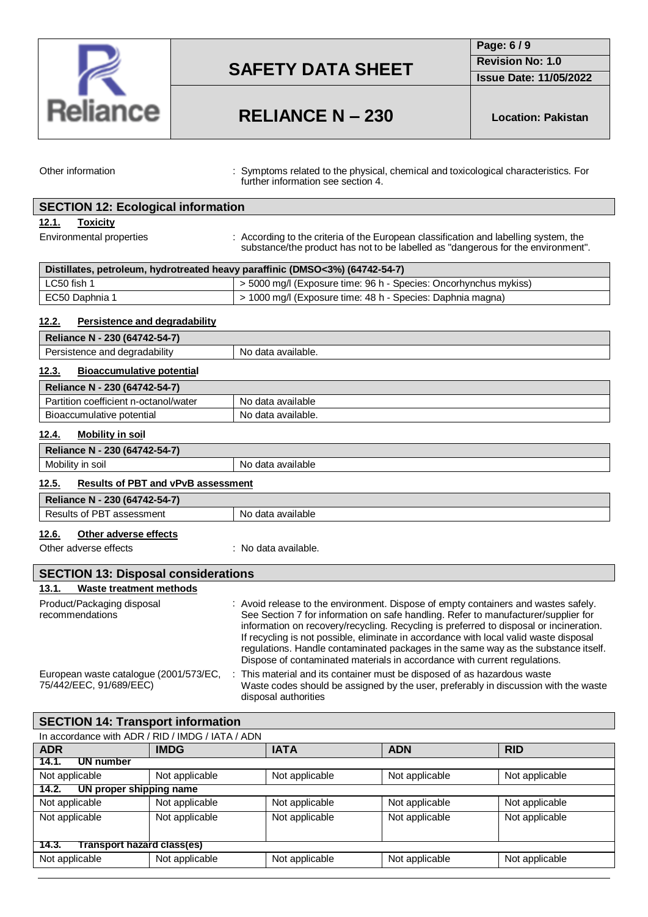Other information : Symptoms related to the physical, chemical and toxicological characteristics. For further information see section 4.

## SECTION 12: Ecological information

### 12.1. Toxicity

Environmental properties : According to the criteria of the European classification and labelling system, the substance/the product has not to be labelled as "dangerous for the environment".

| Distillates, petroleum, hydrotreated heavy paraffinic (DMSO<3%) (64742-54-7) | |
|---|---|
| LC50 fish 1 | > 5000 mg/l (Exposure time: 96 h - Species: Oncorhynchus mykiss) |
| EC50 Daphnia 1 | > 1000 mg/l (Exposure time: 48 h - Species: Daphnia magna) |

### 12.2. Persistence and degradability

| Reliance N - 230 (64742-54-7) | |
|---|---|
| Persistence and degradability | No data available. |

### 12.3. Bioaccumulative potential

| Reliance N - 230 (64742-54-7) | |
|---|---|
| Partition coefficient n-octanol/water | No data available |
| Bioaccumulative potential | No data available. |

### 12.4. Mobility in soil

| Reliance N - 230 (64742-54-7) | |
|---|---|
| Mobility in soil | No data available |

### 12.5. Results of PBT and vPvB assessment

| Reliance N - 230 (64742-54-7) | |
|---|---|
| Results of PBT assessment | No data available |

### 12.6. Other adverse effects

Other adverse effects : No data available.

## SECTION 13: Disposal considerations

### 13.1. Waste treatment methods

Product/Packaging disposal recommendations : Avoid release to the environment. Dispose of empty containers and wastes safely. See Section 7 for information on safe handling. Refer to manufacturer/supplier for information on recovery/recycling. Recycling is preferred to disposal or incineration. If recycling is not possible, eliminate in accordance with local valid waste disposal regulations. Handle contaminated packages in the same way as the substance itself. Dispose of contaminated materials in accordance with current regulations.

European waste catalogue (2001/573/EC, 75/442/EEC, 91/689/EEC) : This material and its container must be disposed of as hazardous waste. Waste codes should be assigned by the user, preferably in discussion with the waste disposal authorities

## SECTION 14: Transport information

In accordance with ADR / RID / IMDG / IATA / ADN

| ADR | IMDG | IATA | ADN | RID |
|---|---|---|---|---|
| **14.1. UN number** | | | | |
| Not applicable | Not applicable | Not applicable | Not applicable | Not applicable |
| **14.2. UN proper shipping name** | | | | |
| Not applicable | Not applicable | Not applicable | Not applicable | Not applicable |
| Not applicable | Not applicable | Not applicable | Not applicable | Not applicable |
| **14.3. Transport hazard class(es)** | | | | |
| Not applicable | Not applicable | Not applicable | Not applicable | Not applicable |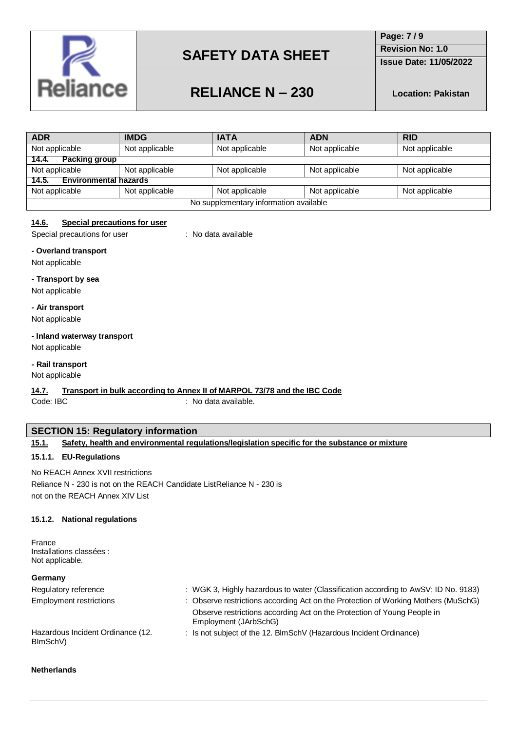| ADR | IMDG | IATA | ADN | RID |
|---|---|---|---|---|
| Not applicable | Not applicable | Not applicable | Not applicable | Not applicable |
| **14.4. Packing group** | | | | |
| Not applicable | Not applicable | Not applicable | Not applicable | Not applicable |
| **14.5. Environmental hazards** | | | | |
| Not applicable | Not applicable | Not applicable | Not applicable | Not applicable |
| No supplementary information available | | | | |

### 14.6. Special precautions for user

Special precautions for user : No data available

**- Overland transport**

Not applicable

**- Transport by sea**

Not applicable

**- Air transport**

Not applicable

**- Inland waterway transport**

Not applicable

**- Rail transport**

Not applicable

### 14.7. Transport in bulk according to Annex II of MARPOL 73/78 and the IBC Code

Code: IBC : No data available.

## SECTION 15: Regulatory information

### 15.1. Safety, health and environmental regulations/legislation specific for the substance or mixture

#### 15.1.1. EU-Regulations

No REACH Annex XVII restrictions
Reliance N - 230 is not on the REACH Candidate ListReliance N - 230 is not on the REACH Annex XIV List

#### 15.1.2. National regulations

France
Installations classées :
Not applicable.

**Germany**

Regulatory reference : WGK 3, Highly hazardous to water (Classification according to AwSV; ID No. 9183)

Employment restrictions : Observe restrictions according Act on the Protection of Working Mothers (MuSchG)
Observe restrictions according Act on the Protection of Young People in Employment (JArbSchG)

Hazardous Incident Ordinance (12. BImSchV) : Is not subject of the 12. BlmSchV (Hazardous Incident Ordinance)

**Netherlands**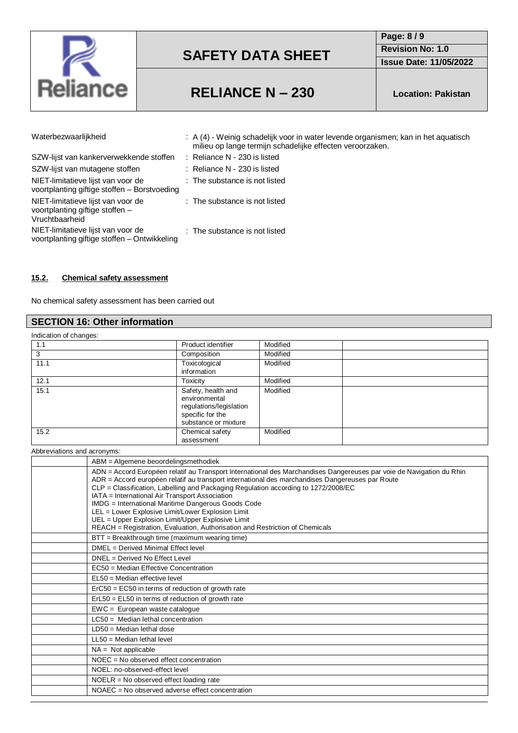| | |
|---|---|
| Waterbezwaarlijkheid | : A (4) - Weinig schadelijk voor in water levende organismen; kan in het aquatisch milieu op lange termijn schadelijke effecten veroorzaken. |
| SZW-lijst van kankerverwekkende stoffen | : Reliance N - 230 is listed |
| SZW-lijst van mutagene stoffen | : Reliance N - 230 is listed |
| NIET-limitatieve lijst van voor de voortplanting giftige stoffen – Borstvoeding | : The substance is not listed |
| NIET-limitatieve lijst van voor de voortplanting giftige stoffen – Vruchtbaarheid | : The substance is not listed |
| NIET-limitatieve lijst van voor de voortplanting giftige stoffen – Ontwikkeling | : The substance is not listed |

### 15.2. Chemical safety assessment

No chemical safety assessment has been carried out

## SECTION 16: Other information

Indication of changes:

| | | | |
|---|---|---|---|
| 1.1 | Product identifier | Modified | |
| 3 | Composition | Modified | |
| 11.1 | Toxicological information | Modified | |
| 12.1 | Toxicity | Modified | |
| 15.1 | Safety, health and environmental regulations/legislation specific for the substance or mixture | Modified | |
| 15.2 | Chemical safety assessment | Modified | |

Abbreviations and acronyms:

| | |
|---|---|
| | ABM = Algemene beoordelingsmethodiek |
| | ADN = Accord Européen relatif au Transport International des Marchandises Dangereuses par voie de Navigation du Rhin<br>ADR = Accord européen relatif au transport international des marchandises Dangereuses par Route<br>CLP = Classification, Labelling and Packaging Regulation according to 1272/2008/EC<br>IATA = International Air Transport Association<br>IMDG = International Maritime Dangerous Goods Code<br>LEL = Lower Explosive Limit/Lower Explosion Limit<br>UEL = Upper Explosion Limit/Upper Explosive Limit<br>REACH = Registration, Evaluation, Authorisation and Restriction of Chemicals |
| | BTT = Breakthrough time (maximum wearing time) |
| | DMEL = Derived Minimal Effect level |
| | DNEL = Derived No Effect Level |
| | EC50 = Median Effective Concentration |
| | EL50 = Median effective level |
| | ErC50 = EC50 in terms of reduction of growth rate |
| | ErL50 = EL50 in terms of reduction of growth rate |
| | EWC = European waste catalogue |
| | LC50 = Median lethal concentration |
| | LD50 = Median lethal dose |
| | LL50 = Median lethal level |
| | NA = Not applicable |
| | NOEC = No observed effect concentration |
| | NOEL: no-observed-effect level |
| | NOELR = No observed effect loading rate |
| | NOAEC = No observed adverse effect concentration |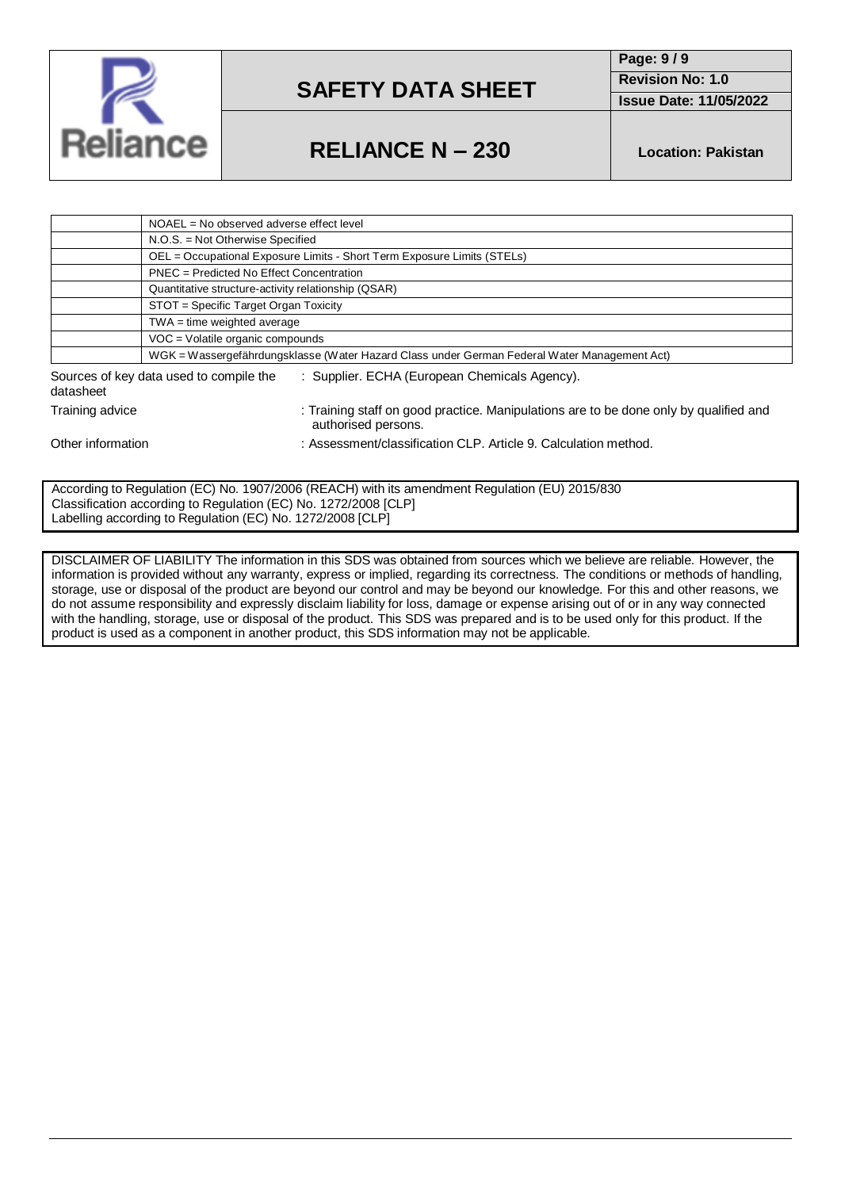| | |
|---|---|
| | NOAEL = No observed adverse effect level |
| | N.O.S. = Not Otherwise Specified |
| | OEL = Occupational Exposure Limits - Short Term Exposure Limits (STELs) |
| | PNEC = Predicted No Effect Concentration |
| | Quantitative structure-activity relationship (QSAR) |
| | STOT = Specific Target Organ Toxicity |
| | TWA = time weighted average |
| | VOC = Volatile organic compounds |
| | WGK = Wassergefährdungsklasse (Water Hazard Class under German Federal Water Management Act) |

Sources of key data used to compile the datasheet : Supplier. ECHA (European Chemicals Agency).

Training advice : Training staff on good practice. Manipulations are to be done only by qualified and authorised persons.

Other information : Assessment/classification CLP. Article 9. Calculation method.

According to Regulation (EC) No. 1907/2006 (REACH) with its amendment Regulation (EU) 2015/830
Classification according to Regulation (EC) No. 1272/2008 [CLP]
Labelling according to Regulation (EC) No. 1272/2008 [CLP]

DISCLAIMER OF LIABILITY The information in this SDS was obtained from sources which we believe are reliable. However, the information is provided without any warranty, express or implied, regarding its correctness. The conditions or methods of handling, storage, use or disposal of the product are beyond our control and may be beyond our knowledge. For this and other reasons, we do not assume responsibility and expressly disclaim liability for loss, damage or expense arising out of or in any way connected with the handling, storage, use or disposal of the product. This SDS was prepared and is to be used only for this product. If the product is used as a component in another product, this SDS information may not be applicable.